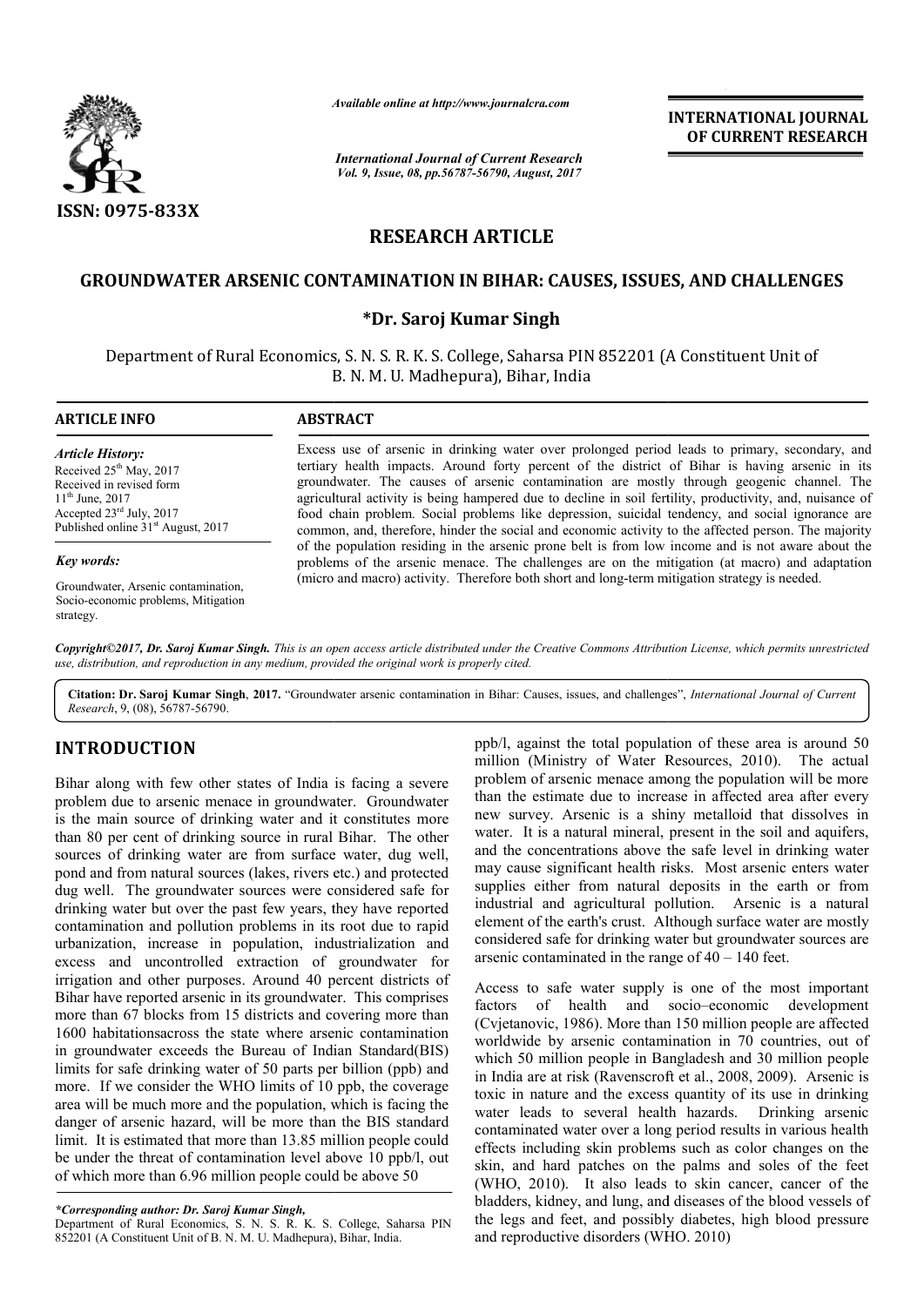*Available online at http://www.journalcra.com*

*International Journal of Current Research*
*Vol. 9, Issue, 08, pp.56787-56790, August, 2017*

**INTERNATIONAL JOURNAL OF CURRENT RESEARCH**

ISSN: 0975-833X

## RESEARCH ARTICLE

# GROUNDWATER ARSENIC CONTAMINATION IN BIHAR: CAUSES, ISSUES, AND CHALLENGES

**\*Dr. Saroj Kumar Singh**

Department of Rural Economics, S. N. S. R. K. S. College, Saharsa PIN 852201 (A Constituent Unit of B. N. M. U. Madhepura), Bihar, India

### ARTICLE INFO

*Article History:*
Received 25th May, 2017
Received in revised form
11th June, 2017
Accepted 23rd July, 2017
Published online 31st August, 2017

*Key words:*
Groundwater, Arsenic contamination, Socio-economic problems, Mitigation strategy.

### ABSTRACT

Excess use of arsenic in drinking water over prolonged period leads to primary, secondary, and tertiary health impacts. Around forty percent of the district of Bihar is having arsenic in its groundwater. The causes of arsenic contamination are mostly through geogenic channel. The agricultural activity is being hampered due to decline in soil fertility, productivity, and, nuisance of food chain problem. Social problems like depression, suicidal tendency, and social ignorance are common, and, therefore, hinder the social and economic activity to the affected person. The majority of the population residing in the arsenic prone belt is from low income and is not aware about the problems of the arsenic menace. The challenges are on the mitigation (at macro) and adaptation (micro and macro) activity. Therefore both short and long-term mitigation strategy is needed.

*Copyright©2017, Dr. Saroj Kumar Singh. This is an open access article distributed under the Creative Commons Attribution License, which permits unrestricted use, distribution, and reproduction in any medium, provided the original work is properly cited.*

**Citation: Dr. Saroj Kumar Singh, 2017.** "Groundwater arsenic contamination in Bihar: Causes, issues, and challenges", *International Journal of Current Research*, 9, (08), 56787-56790.

## INTRODUCTION

Bihar along with few other states of India is facing a severe problem due to arsenic menace in groundwater. Groundwater is the main source of drinking water and it constitutes more than 80 per cent of drinking source in rural Bihar. The other sources of drinking water are from surface water, dug well, pond and from natural sources (lakes, rivers etc.) and protected dug well. The groundwater sources were considered safe for drinking water but over the past few years, they have reported contamination and pollution problems in its root due to rapid urbanization, increase in population, industrialization and excess and uncontrolled extraction of groundwater for irrigation and other purposes. Around 40 percent districts of Bihar have reported arsenic in its groundwater. This comprises more than 67 blocks from 15 districts and covering more than 1600 habitationsacross the state where arsenic contamination in groundwater exceeds the Bureau of Indian Standard(BIS) limits for safe drinking water of 50 parts per billion (ppb) and more. If we consider the WHO limits of 10 ppb, the coverage area will be much more and the population, which is facing the danger of arsenic hazard, will be more than the BIS standard limit. It is estimated that more than 13.85 million people could be under the threat of contamination level above 10 ppb/l, out of which more than 6.96 million people could be above 50 ppb/l, against the total population of these area is around 50 million (Ministry of Water Resources, 2010). The actual problem of arsenic menace among the population will be more than the estimate due to increase in affected area after every new survey. Arsenic is a shiny metalloid that dissolves in water. It is a natural mineral, present in the soil and aquifers, and the concentrations above the safe level in drinking water may cause significant health risks. Most arsenic enters water supplies either from natural deposits in the earth or from industrial and agricultural pollution. Arsenic is a natural element of the earth's crust. Although surface water are mostly considered safe for drinking water but groundwater sources are arsenic contaminated in the range of 40 – 140 feet.

Access to safe water supply is one of the most important factors of health and socio–economic development (Cvjetanovic, 1986). More than 150 million people are affected worldwide by arsenic contamination in 70 countries, out of which 50 million people in Bangladesh and 30 million people in India are at risk (Ravenscroft et al., 2008, 2009). Arsenic is toxic in nature and the excess quantity of its use in drinking water leads to several health hazards. Drinking arsenic contaminated water over a long period results in various health effects including skin problems such as color changes on the skin, and hard patches on the palms and soles of the feet (WHO, 2010). It also leads to skin cancer, cancer of the bladders, kidney, and lung, and diseases of the blood vessels of the legs and feet, and possibly diabetes, high blood pressure and reproductive disorders (WHO. 2010)

*\*Corresponding author: Dr. Saroj Kumar Singh,*
Department of Rural Economics, S. N. S. R. K. S. College, Saharsa PIN 852201 (A Constituent Unit of B. N. M. U. Madhepura), Bihar, India.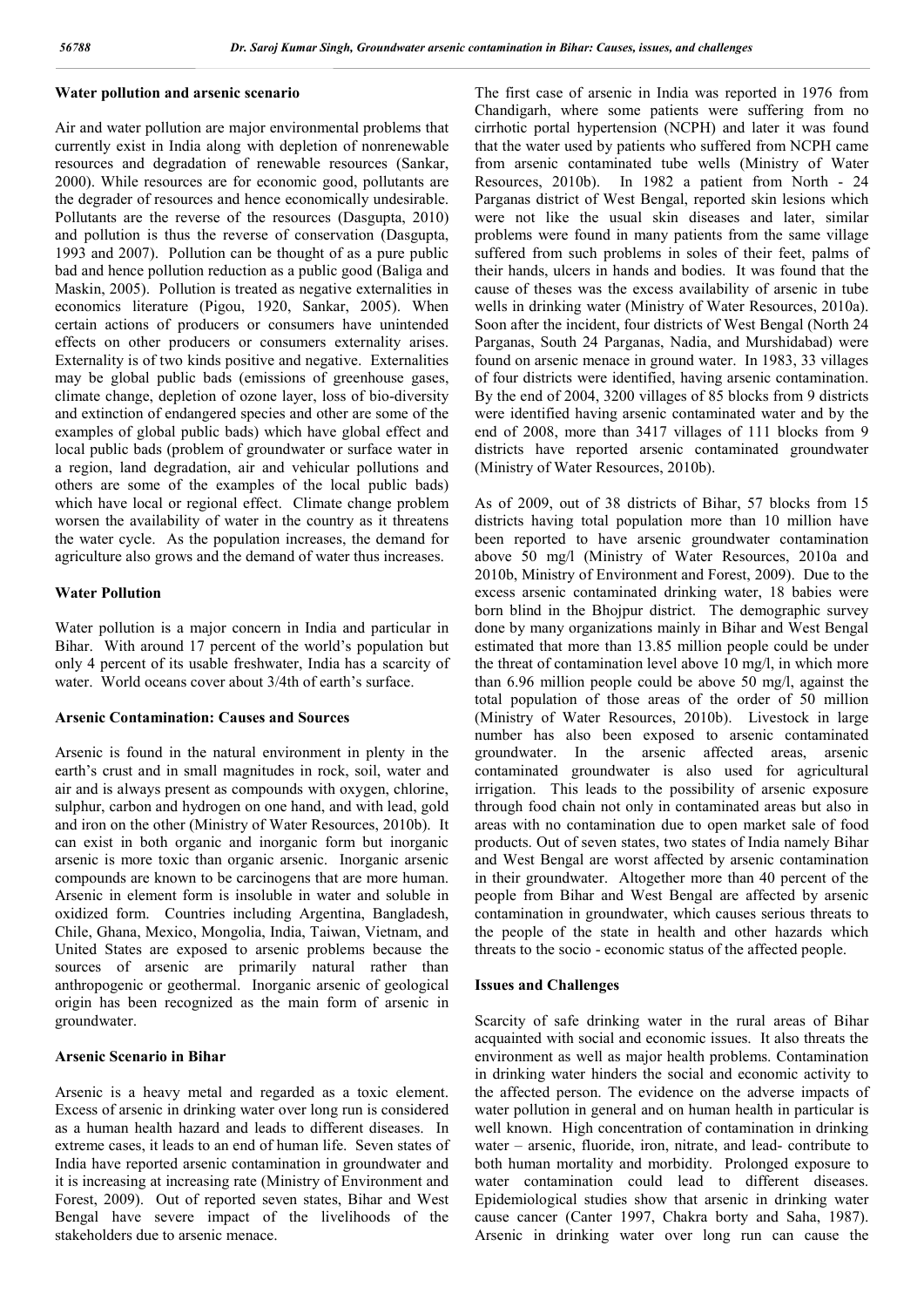### Water pollution and arsenic scenario

Air and water pollution are major environmental problems that currently exist in India along with depletion of nonrenewable resources and degradation of renewable resources (Sankar, 2000). While resources are for economic good, pollutants are the degrader of resources and hence economically undesirable. Pollutants are the reverse of the resources (Dasgupta, 2010) and pollution is thus the reverse of conservation (Dasgupta, 1993 and 2007). Pollution can be thought of as a pure public bad and hence pollution reduction as a public good (Baliga and Maskin, 2005). Pollution is treated as negative externalities in economics literature (Pigou, 1920, Sankar, 2005). When certain actions of producers or consumers have unintended effects on other producers or consumers externality arises. Externality is of two kinds positive and negative. Externalities may be global public bads (emissions of greenhouse gases, climate change, depletion of ozone layer, loss of bio-diversity and extinction of endangered species and other are some of the examples of global public bads) which have global effect and local public bads (problem of groundwater or surface water in a region, land degradation, air and vehicular pollutions and others are some of the examples of the local public bads) which have local or regional effect. Climate change problem worsen the availability of water in the country as it threatens the water cycle. As the population increases, the demand for agriculture also grows and the demand of water thus increases.

### Water Pollution

Water pollution is a major concern in India and particular in Bihar. With around 17 percent of the world's population but only 4 percent of its usable freshwater, India has a scarcity of water. World oceans cover about 3/4th of earth's surface.

### Arsenic Contamination: Causes and Sources

Arsenic is found in the natural environment in plenty in the earth's crust and in small magnitudes in rock, soil, water and air and is always present as compounds with oxygen, chlorine, sulphur, carbon and hydrogen on one hand, and with lead, gold and iron on the other (Ministry of Water Resources, 2010b). It can exist in both organic and inorganic form but inorganic arsenic is more toxic than organic arsenic. Inorganic arsenic compounds are known to be carcinogens that are more human. Arsenic in element form is insoluble in water and soluble in oxidized form. Countries including Argentina, Bangladesh, Chile, Ghana, Mexico, Mongolia, India, Taiwan, Vietnam, and United States are exposed to arsenic problems because the sources of arsenic are primarily natural rather than anthropogenic or geothermal. Inorganic arsenic of geological origin has been recognized as the main form of arsenic in groundwater.

### Arsenic Scenario in Bihar

Arsenic is a heavy metal and regarded as a toxic element. Excess of arsenic in drinking water over long run is considered as a human health hazard and leads to different diseases. In extreme cases, it leads to an end of human life. Seven states of India have reported arsenic contamination in groundwater and it is increasing at increasing rate (Ministry of Environment and Forest, 2009). Out of reported seven states, Bihar and West Bengal have severe impact of the livelihoods of the stakeholders due to arsenic menace.

The first case of arsenic in India was reported in 1976 from Chandigarh, where some patients were suffering from no cirrhotic portal hypertension (NCPH) and later it was found that the water used by patients who suffered from NCPH came from arsenic contaminated tube wells (Ministry of Water Resources, 2010b). In 1982 a patient from North - 24 Parganas district of West Bengal, reported skin lesions which were not like the usual skin diseases and later, similar problems were found in many patients from the same village suffered from such problems in soles of their feet, palms of their hands, ulcers in hands and bodies. It was found that the cause of theses was the excess availability of arsenic in tube wells in drinking water (Ministry of Water Resources, 2010a). Soon after the incident, four districts of West Bengal (North 24 Parganas, South 24 Parganas, Nadia, and Murshidabad) were found on arsenic menace in ground water. In 1983, 33 villages of four districts were identified, having arsenic contamination. By the end of 2004, 3200 villages of 85 blocks from 9 districts were identified having arsenic contaminated water and by the end of 2008, more than 3417 villages of 111 blocks from 9 districts have reported arsenic contaminated groundwater (Ministry of Water Resources, 2010b).

As of 2009, out of 38 districts of Bihar, 57 blocks from 15 districts having total population more than 10 million have been reported to have arsenic groundwater contamination above 50 mg/l (Ministry of Water Resources, 2010a and 2010b, Ministry of Environment and Forest, 2009). Due to the excess arsenic contaminated drinking water, 18 babies were born blind in the Bhojpur district. The demographic survey done by many organizations mainly in Bihar and West Bengal estimated that more than 13.85 million people could be under the threat of contamination level above 10 mg/l, in which more than 6.96 million people could be above 50 mg/l, against the total population of those areas of the order of 50 million (Ministry of Water Resources, 2010b). Livestock in large number has also been exposed to arsenic contaminated groundwater. In the arsenic affected areas, arsenic contaminated groundwater is also used for agricultural irrigation. This leads to the possibility of arsenic exposure through food chain not only in contaminated areas but also in areas with no contamination due to open market sale of food products. Out of seven states, two states of India namely Bihar and West Bengal are worst affected by arsenic contamination in their groundwater. Altogether more than 40 percent of the people from Bihar and West Bengal are affected by arsenic contamination in groundwater, which causes serious threats to the people of the state in health and other hazards which threats to the socio - economic status of the affected people.

### Issues and Challenges

Scarcity of safe drinking water in the rural areas of Bihar acquainted with social and economic issues. It also threats the environment as well as major health problems. Contamination in drinking water hinders the social and economic activity to the affected person. The evidence on the adverse impacts of water pollution in general and on human health in particular is well known. High concentration of contamination in drinking water – arsenic, fluoride, iron, nitrate, and lead- contribute to both human mortality and morbidity. Prolonged exposure to water contamination could lead to different diseases. Epidemiological studies show that arsenic in drinking water cause cancer (Canter 1997, Chakra borty and Saha, 1987). Arsenic in drinking water over long run can cause the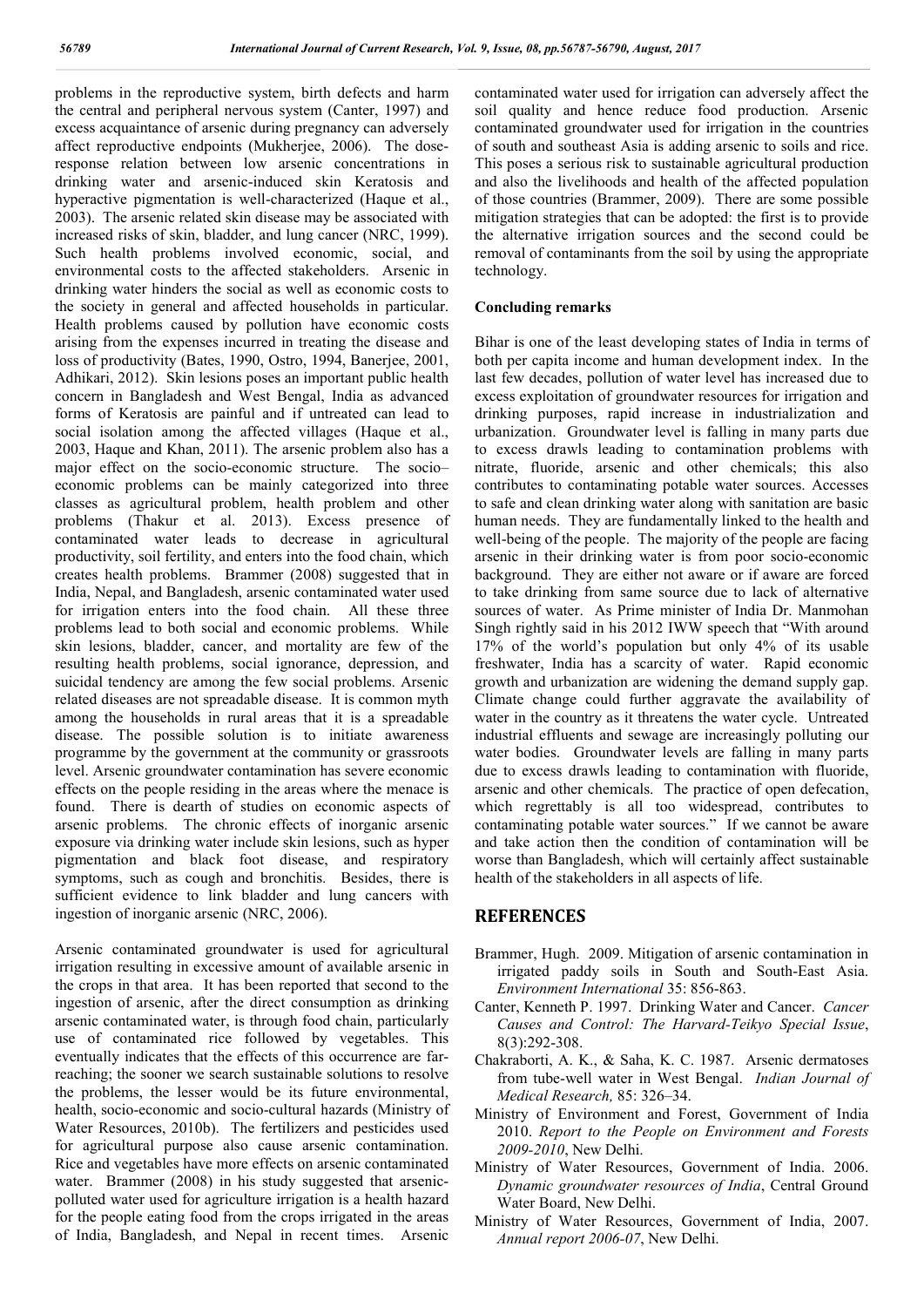problems in the reproductive system, birth defects and harm the central and peripheral nervous system (Canter, 1997) and excess acquaintance of arsenic during pregnancy can adversely affect reproductive endpoints (Mukherjee, 2006). The dose-response relation between low arsenic concentrations in drinking water and arsenic-induced skin Keratosis and hyperactive pigmentation is well-characterized (Haque et al., 2003). The arsenic related skin disease may be associated with increased risks of skin, bladder, and lung cancer (NRC, 1999). Such health problems involved economic, social, and environmental costs to the affected stakeholders. Arsenic in drinking water hinders the social as well as economic costs to the society in general and affected households in particular. Health problems caused by pollution have economic costs arising from the expenses incurred in treating the disease and loss of productivity (Bates, 1990, Ostro, 1994, Banerjee, 2001, Adhikari, 2012). Skin lesions poses an important public health concern in Bangladesh and West Bengal, India as advanced forms of Keratosis are painful and if untreated can lead to social isolation among the affected villages (Haque et al., 2003, Haque and Khan, 2011). The arsenic problem also has a major effect on the socio-economic structure. The socio–economic problems can be mainly categorized into three classes as agricultural problem, health problem and other problems (Thakur et al. 2013). Excess presence of contaminated water leads to decrease in agricultural productivity, soil fertility, and enters into the food chain, which creates health problems. Brammer (2008) suggested that in India, Nepal, and Bangladesh, arsenic contaminated water used for irrigation enters into the food chain. All these three problems lead to both social and economic problems. While skin lesions, bladder, cancer, and mortality are few of the resulting health problems, social ignorance, depression, and suicidal tendency are among the few social problems. Arsenic related diseases are not spreadable disease. It is common myth among the households in rural areas that it is a spreadable disease. The possible solution is to initiate awareness programme by the government at the community or grassroots level. Arsenic groundwater contamination has severe economic effects on the people residing in the areas where the menace is found. There is dearth of studies on economic aspects of arsenic problems. The chronic effects of inorganic arsenic exposure via drinking water include skin lesions, such as hyper pigmentation and black foot disease, and respiratory symptoms, such as cough and bronchitis. Besides, there is sufficient evidence to link bladder and lung cancers with ingestion of inorganic arsenic (NRC, 2006).

Arsenic contaminated groundwater is used for agricultural irrigation resulting in excessive amount of available arsenic in the crops in that area. It has been reported that second to the ingestion of arsenic, after the direct consumption as drinking arsenic contaminated water, is through food chain, particularly use of contaminated rice followed by vegetables. This eventually indicates that the effects of this occurrence are far-reaching; the sooner we search sustainable solutions to resolve the problems, the lesser would be its future environmental, health, socio-economic and socio-cultural hazards (Ministry of Water Resources, 2010b). The fertilizers and pesticides used for agricultural purpose also cause arsenic contamination. Rice and vegetables have more effects on arsenic contaminated water. Brammer (2008) in his study suggested that arsenic-polluted water used for agriculture irrigation is a health hazard for the people eating food from the crops irrigated in the areas of India, Bangladesh, and Nepal in recent times. Arsenic contaminated water used for irrigation can adversely affect the soil quality and hence reduce food production. Arsenic contaminated groundwater used for irrigation in the countries of south and southeast Asia is adding arsenic to soils and rice. This poses a serious risk to sustainable agricultural production and also the livelihoods and health of the affected population of those countries (Brammer, 2009). There are some possible mitigation strategies that can be adopted: the first is to provide the alternative irrigation sources and the second could be removal of contaminants from the soil by using the appropriate technology.

## Concluding remarks

Bihar is one of the least developing states of India in terms of both per capita income and human development index. In the last few decades, pollution of water level has increased due to excess exploitation of groundwater resources for irrigation and drinking purposes, rapid increase in industrialization and urbanization. Groundwater level is falling in many parts due to excess drawls leading to contamination problems with nitrate, fluoride, arsenic and other chemicals; this also contributes to contaminating potable water sources. Accesses to safe and clean drinking water along with sanitation are basic human needs. They are fundamentally linked to the health and well-being of the people. The majority of the people are facing arsenic in their drinking water is from poor socio-economic background. They are either not aware or if aware are forced to take drinking from same source due to lack of alternative sources of water. As Prime minister of India Dr. Manmohan Singh rightly said in his 2012 IWW speech that "With around 17% of the world's population but only 4% of its usable freshwater, India has a scarcity of water. Rapid economic growth and urbanization are widening the demand supply gap. Climate change could further aggravate the availability of water in the country as it threatens the water cycle. Untreated industrial effluents and sewage are increasingly polluting our water bodies. Groundwater levels are falling in many parts due to excess drawls leading to contamination with fluoride, arsenic and other chemicals. The practice of open defecation, which regrettably is all too widespread, contributes to contaminating potable water sources." If we cannot be aware and take action then the condition of contamination will be worse than Bangladesh, which will certainly affect sustainable health of the stakeholders in all aspects of life.

## REFERENCES

Brammer, Hugh. 2009. Mitigation of arsenic contamination in irrigated paddy soils in South and South-East Asia. *Environment International* 35: 856-863.

Canter, Kenneth P. 1997. Drinking Water and Cancer. *Cancer Causes and Control: The Harvard-Teikyo Special Issue*, 8(3):292-308.

Chakraborti, A. K., & Saha, K. C. 1987. Arsenic dermatoses from tube-well water in West Bengal. *Indian Journal of Medical Research,* 85: 326–34.

Ministry of Environment and Forest, Government of India 2010. *Report to the People on Environment and Forests 2009-2010*, New Delhi.

Ministry of Water Resources, Government of India. 2006. *Dynamic groundwater resources of India*, Central Ground Water Board, New Delhi.

Ministry of Water Resources, Government of India, 2007. *Annual report 2006-07*, New Delhi.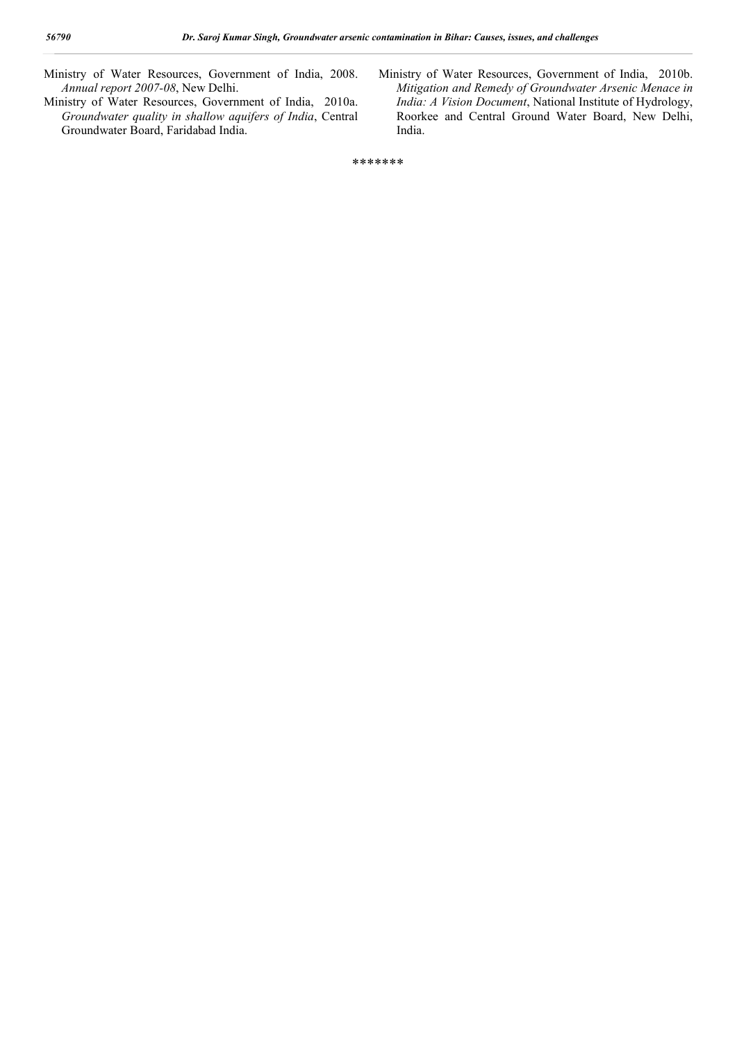Ministry of Water Resources, Government of India, 2008. *Annual report 2007-08*, New Delhi.

Ministry of Water Resources, Government of India, 2010a. *Groundwater quality in shallow aquifers of India*, Central Groundwater Board, Faridabad India.

Ministry of Water Resources, Government of India, 2010b. *Mitigation and Remedy of Groundwater Arsenic Menace in India: A Vision Document*, National Institute of Hydrology, Roorkee and Central Ground Water Board, New Delhi, India.

*******